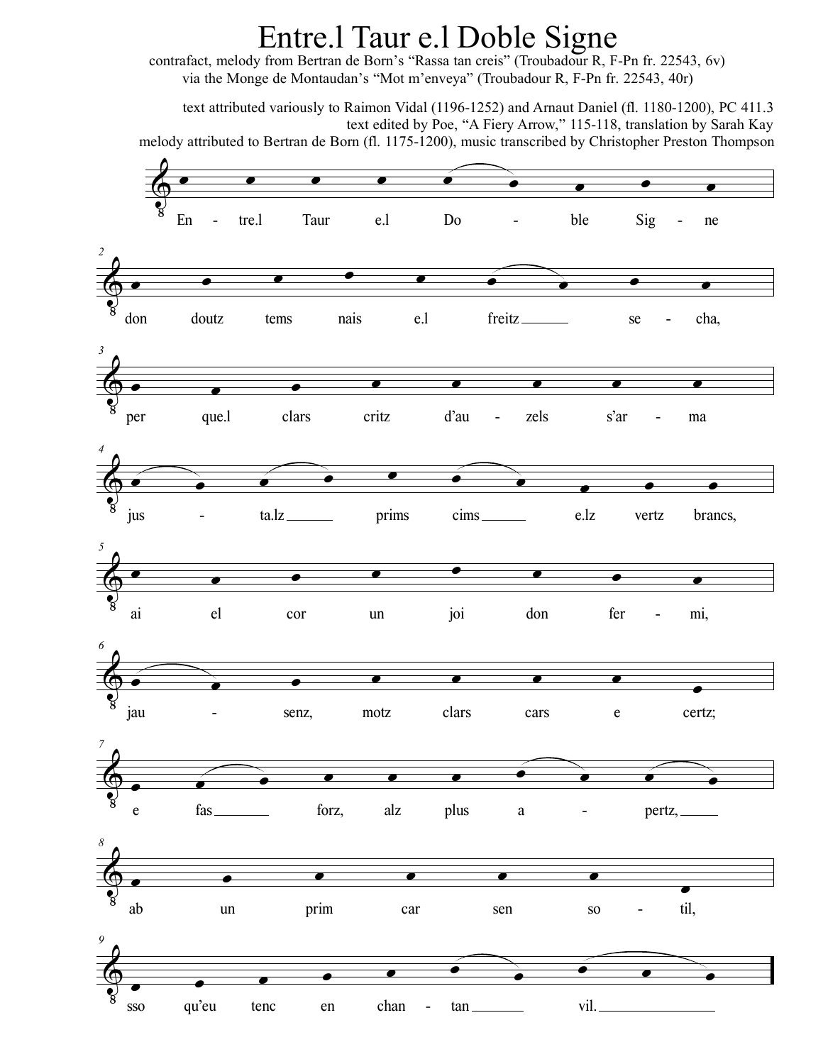# Entre.l Taur e.l Doble Signe

contrafact, melody from Bertran de Born's "Rassa tan creis" (Troubadour R, F-Pn fr. 22543, 6v)
via the Monge de Montaudan's "Mot m'enveya" (Troubadour R, F-Pn fr. 22543, 40r)

text attributed variously to Raimon Vidal (1196-1252) and Arnaut Daniel (fl. 1180-1200), PC 411.3
text edited by Poe, "A Fiery Arrow," 115-118, translation by Sarah Kay
melody attributed to Bertran de Born (fl. 1175-1200), music transcribed by Christopher Preston Thompson

En - tre.l Taur e.l Do - ble Sig - ne

2 don doutz tems nais e.l freitz se - cha,

3 per que.l clars critz d'au - zels s'ar - ma

4 jus - ta.lz prims cims e.lz vertz brancs,

5 ai el cor un joi don fer - mi,

6 jau - senz, motz clars cars e certz;

7 e fas forz, alz plus a - pertz,

8 ab un prim car sen so - til,

9 sso qu'eu tenc en chan - tan vil.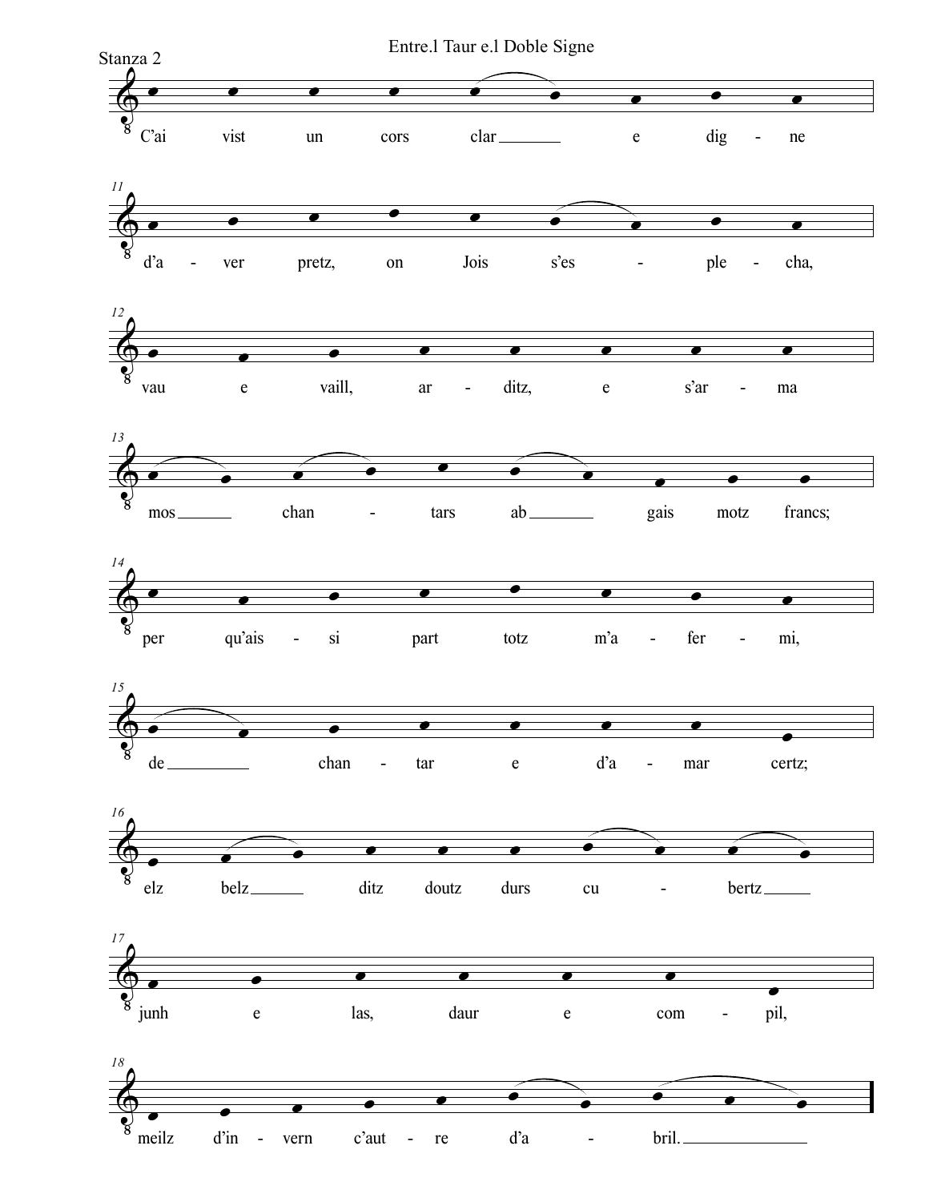Entre.l Taur e.l Doble Signe

Stanza 2

C'ai vist un cors clar e digne
d'aver pretz, on Jois s'es-plecha,
vau e vaill, arditz, e s'arma
mos chantars ab gais motz francs;
per qu'aissi part totz m'a-fermi,
de chantar e d'amar certz;
elz belz ditz doutz durs cubertz
junh e las, daur e compil,
meilz d'invern c'autre d'abril.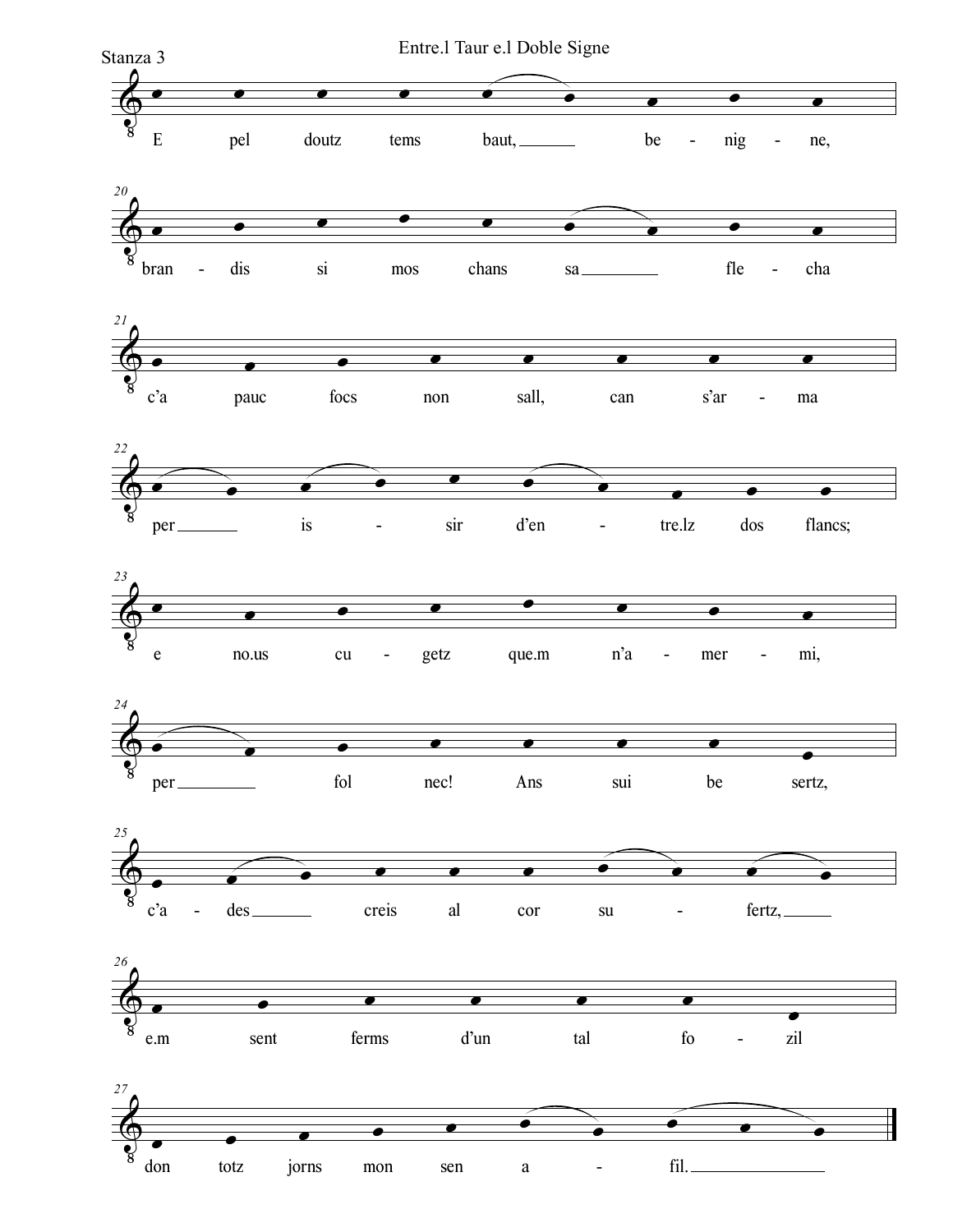# Entre.l Taur e.l Doble Signe

Stanza 3

E pel doutz tems baut, be - nig - ne,

bran - dis si mos chans sa fle - cha

c'a pauc focs non sall, can s'ar - ma

per is - sir d'en - tre.lz dos flancs;

e no.us cu - getz que.m n'a - mer - mi,

per fol nec! Ans sui be sertz,

c'a - des creis al cor su - fertz,

e.m sent ferms d'un tal fo - zil

don totz jorns mon sen a - fil.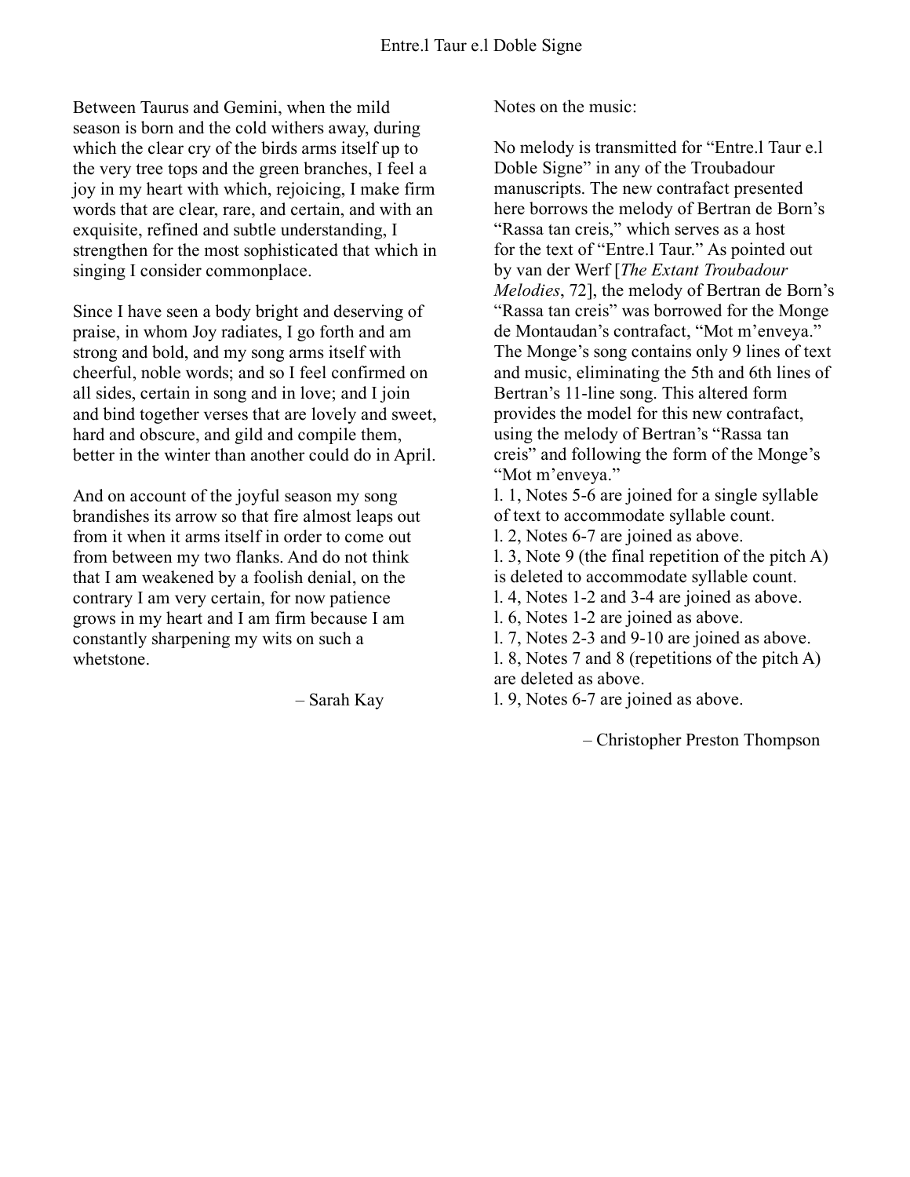# Entre.l Taur e.l Doble Signe

Between Taurus and Gemini, when the mild season is born and the cold withers away, during which the clear cry of the birds arms itself up to the very tree tops and the green branches, I feel a joy in my heart with which, rejoicing, I make firm words that are clear, rare, and certain, and with an exquisite, refined and subtle understanding, I strengthen for the most sophisticated that which in singing I consider commonplace.

Since I have seen a body bright and deserving of praise, in whom Joy radiates, I go forth and am strong and bold, and my song arms itself with cheerful, noble words; and so I feel confirmed on all sides, certain in song and in love; and I join and bind together verses that are lovely and sweet, hard and obscure, and gild and compile them, better in the winter than another could do in April.

And on account of the joyful season my song brandishes its arrow so that fire almost leaps out from it when it arms itself in order to come out from between my two flanks. And do not think that I am weakened by a foolish denial, on the contrary I am very certain, for now patience grows in my heart and I am firm because I am constantly sharpening my wits on such a whetstone.

– Sarah Kay

Notes on the music:

No melody is transmitted for "Entre.l Taur e.l Doble Signe" in any of the Troubadour manuscripts. The new contrafact presented here borrows the melody of Bertran de Born's "Rassa tan creis," which serves as a host for the text of "Entre.l Taur." As pointed out by van der Werf [*The Extant Troubadour Melodies*, 72], the melody of Bertran de Born's "Rassa tan creis" was borrowed for the Monge de Montaudan's contrafact, "Mot m'enveya." The Monge's song contains only 9 lines of text and music, eliminating the 5th and 6th lines of Bertran's 11-line song. This altered form provides the model for this new contrafact, using the melody of Bertran's "Rassa tan creis" and following the form of the Monge's "Mot m'enveya."

l. 1, Notes 5-6 are joined for a single syllable of text to accommodate syllable count.
l. 2, Notes 6-7 are joined as above.
l. 3, Note 9 (the final repetition of the pitch A) is deleted to accommodate syllable count.
l. 4, Notes 1-2 and 3-4 are joined as above.
l. 6, Notes 1-2 are joined as above.
l. 7, Notes 2-3 and 9-10 are joined as above.
l. 8, Notes 7 and 8 (repetitions of the pitch A) are deleted as above.
l. 9, Notes 6-7 are joined as above.

– Christopher Preston Thompson